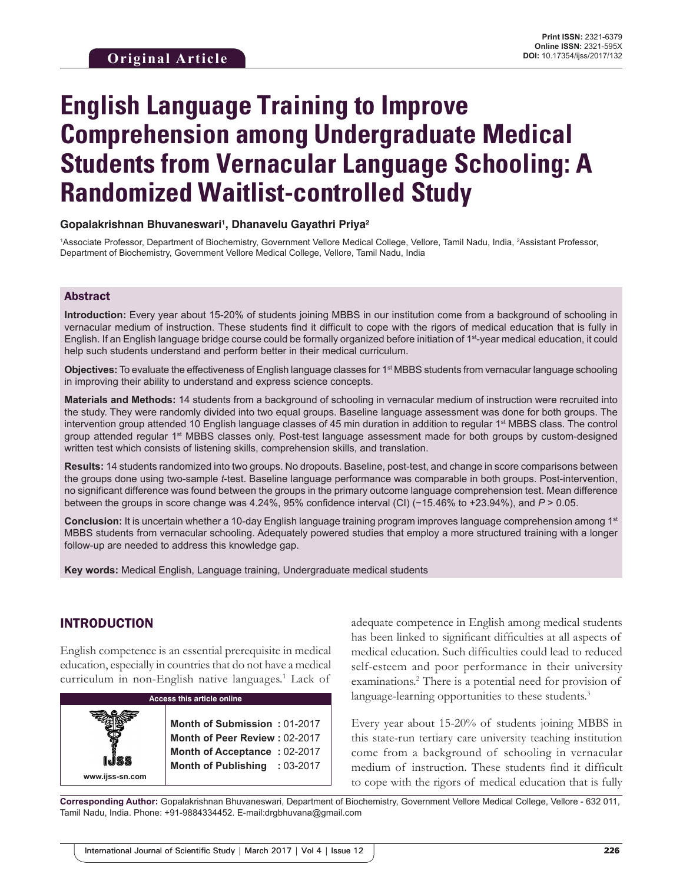**Original Article**

Print ISSN: 2321-6379
Online ISSN: 2321-595X
DOI: 10.17354/ijss/2017/132

# English Language Training to Improve Comprehension among Undergraduate Medical Students from Vernacular Language Schooling: A Randomized Waitlist-controlled Study

**Gopalakrishnan Bhuvaneswari[1], Dhanavelu Gayathri Priya[2]**

[1]Associate Professor, Department of Biochemistry, Government Vellore Medical College, Vellore, Tamil Nadu, India, [2]Assistant Professor, Department of Biochemistry, Government Vellore Medical College, Vellore, Tamil Nadu, India

## Abstract

**Introduction:** Every year about 15-20% of students joining MBBS in our institution come from a background of schooling in vernacular medium of instruction. These students find it difficult to cope with the rigors of medical education that is fully in English. If an English language bridge course could be formally organized before initiation of 1st-year medical education, it could help such students understand and perform better in their medical curriculum.

**Objectives:** To evaluate the effectiveness of English language classes for 1st MBBS students from vernacular language schooling in improving their ability to understand and express science concepts.

**Materials and Methods:** 14 students from a background of schooling in vernacular medium of instruction were recruited into the study. They were randomly divided into two equal groups. Baseline language assessment was done for both groups. The intervention group attended 10 English language classes of 45 min duration in addition to regular 1st MBBS class. The control group attended regular 1st MBBS classes only. Post-test language assessment made for both groups by custom-designed written test which consists of listening skills, comprehension skills, and translation.

**Results:** 14 students randomized into two groups. No dropouts. Baseline, post-test, and change in score comparisons between the groups done using two-sample *t*-test. Baseline language performance was comparable in both groups. Post-intervention, no significant difference was found between the groups in the primary outcome language comprehension test. Mean difference between the groups in score change was 4.24%, 95% confidence interval (CI) (−15.46% to +23.94%), and $P > 0.05$.

**Conclusion:** It is uncertain whether a 10-day English language training program improves language comprehension among 1st MBBS students from vernacular schooling. Adequately powered studies that employ a more structured training with a longer follow-up are needed to address this knowledge gap.

**Key words:** Medical English, Language training, Undergraduate medical students

## INTRODUCTION

English competence is an essential prerequisite in medical education, especially in countries that do not have a medical curriculum in non-English native languages.[1] Lack of adequate competence in English among medical students has been linked to significant difficulties at all aspects of medical education. Such difficulties could lead to reduced self-esteem and poor performance in their university examinations.[2] There is a potential need for provision of language-learning opportunities to these students.[3]

Access this article online

www.ijss-sn.com

Month of Submission : 01-2017
Month of Peer Review : 02-2017
Month of Acceptance : 02-2017
Month of Publishing : 03-2017

Every year about 15-20% of students joining MBBS in this state-run tertiary care university teaching institution come from a background of schooling in vernacular medium of instruction. These students find it difficult to cope with the rigors of medical education that is fully

**Corresponding Author:** Gopalakrishnan Bhuvaneswari, Department of Biochemistry, Government Vellore Medical College, Vellore - 632 011, Tamil Nadu, India. Phone: +91-9884334452. E-mail:drgbhuvana@gmail.com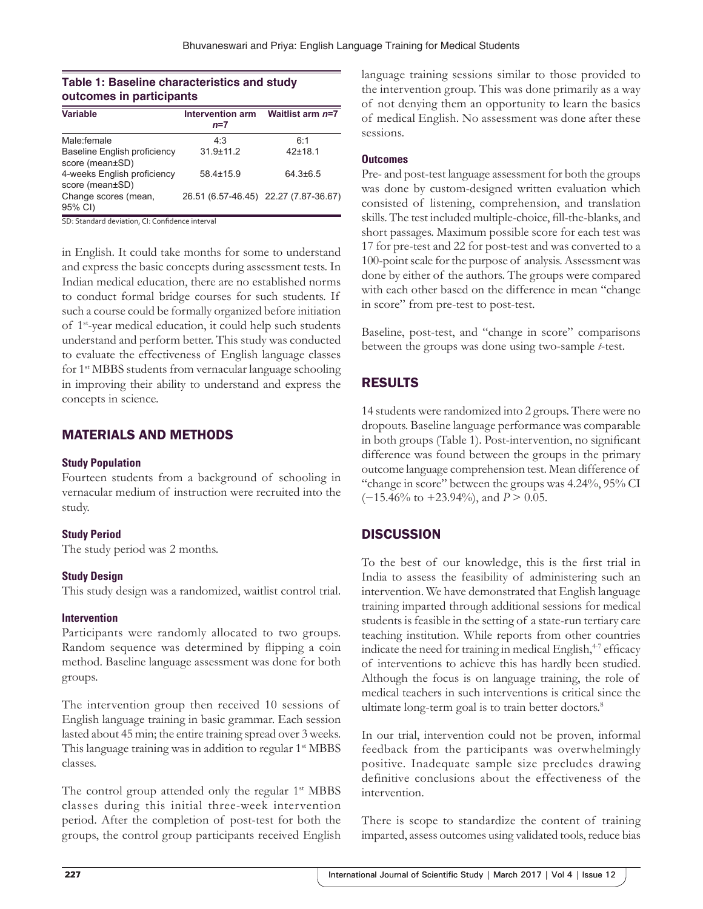**Table 1: Baseline characteristics and study outcomes in participants**

| Variable | Intervention arm *n*=7 | Waitlist arm *n*=7 |
|---|---|---|
| Male:female | 4:3 | 6:1 |
| Baseline English proficiency score (mean±SD) | 31.9±11.2 | 42±18.1 |
| 4-weeks English proficiency score (mean±SD) | 58.4±15.9 | 64.3±6.5 |
| Change scores (mean, 95% CI) | 26.51 (6.57-46.45) | 22.27 (7.87-36.67) |

SD: Standard deviation, CI: Confidence interval

in English. It could take months for some to understand and express the basic concepts during assessment tests. In Indian medical education, there are no established norms to conduct formal bridge courses for such students. If such a course could be formally organized before initiation of 1st-year medical education, it could help such students understand and perform better. This study was conducted to evaluate the effectiveness of English language classes for 1st MBBS students from vernacular language schooling in improving their ability to understand and express the concepts in science.

## MATERIALS AND METHODS

### Study Population

Fourteen students from a background of schooling in vernacular medium of instruction were recruited into the study.

### Study Period

The study period was 2 months.

### Study Design

This study design was a randomized, waitlist control trial.

### Intervention

Participants were randomly allocated to two groups. Random sequence was determined by flipping a coin method. Baseline language assessment was done for both groups.

The intervention group then received 10 sessions of English language training in basic grammar. Each session lasted about 45 min; the entire training spread over 3 weeks. This language training was in addition to regular 1st MBBS classes.

The control group attended only the regular 1st MBBS classes during this initial three-week intervention period. After the completion of post-test for both the groups, the control group participants received English language training sessions similar to those provided to the intervention group. This was done primarily as a way of not denying them an opportunity to learn the basics of medical English. No assessment was done after these sessions.

### Outcomes

Pre- and post-test language assessment for both the groups was done by custom-designed written evaluation which consisted of listening, comprehension, and translation skills. The test included multiple-choice, fill-the-blanks, and short passages. Maximum possible score for each test was 17 for pre-test and 22 for post-test and was converted to a 100-point scale for the purpose of analysis. Assessment was done by either of the authors. The groups were compared with each other based on the difference in mean "change in score" from pre-test to post-test.

Baseline, post-test, and "change in score" comparisons between the groups was done using two-sample *t*-test.

## RESULTS

14 students were randomized into 2 groups. There were no dropouts. Baseline language performance was comparable in both groups (Table 1). Post-intervention, no significant difference was found between the groups in the primary outcome language comprehension test. Mean difference of "change in score" between the groups was 4.24%, 95% CI (−15.46% to +23.94%), and $P > 0.05$.

## DISCUSSION

To the best of our knowledge, this is the first trial in India to assess the feasibility of administering such an intervention. We have demonstrated that English language training imparted through additional sessions for medical students is feasible in the setting of a state-run tertiary care teaching institution. While reports from other countries indicate the need for training in medical English,[4-7] efficacy of interventions to achieve this has hardly been studied. Although the focus is on language training, the role of medical teachers in such interventions is critical since the ultimate long-term goal is to train better doctors.[8]

In our trial, intervention could not be proven, informal feedback from the participants was overwhelmingly positive. Inadequate sample size precludes drawing definitive conclusions about the effectiveness of the intervention.

There is scope to standardize the content of training imparted, assess outcomes using validated tools, reduce bias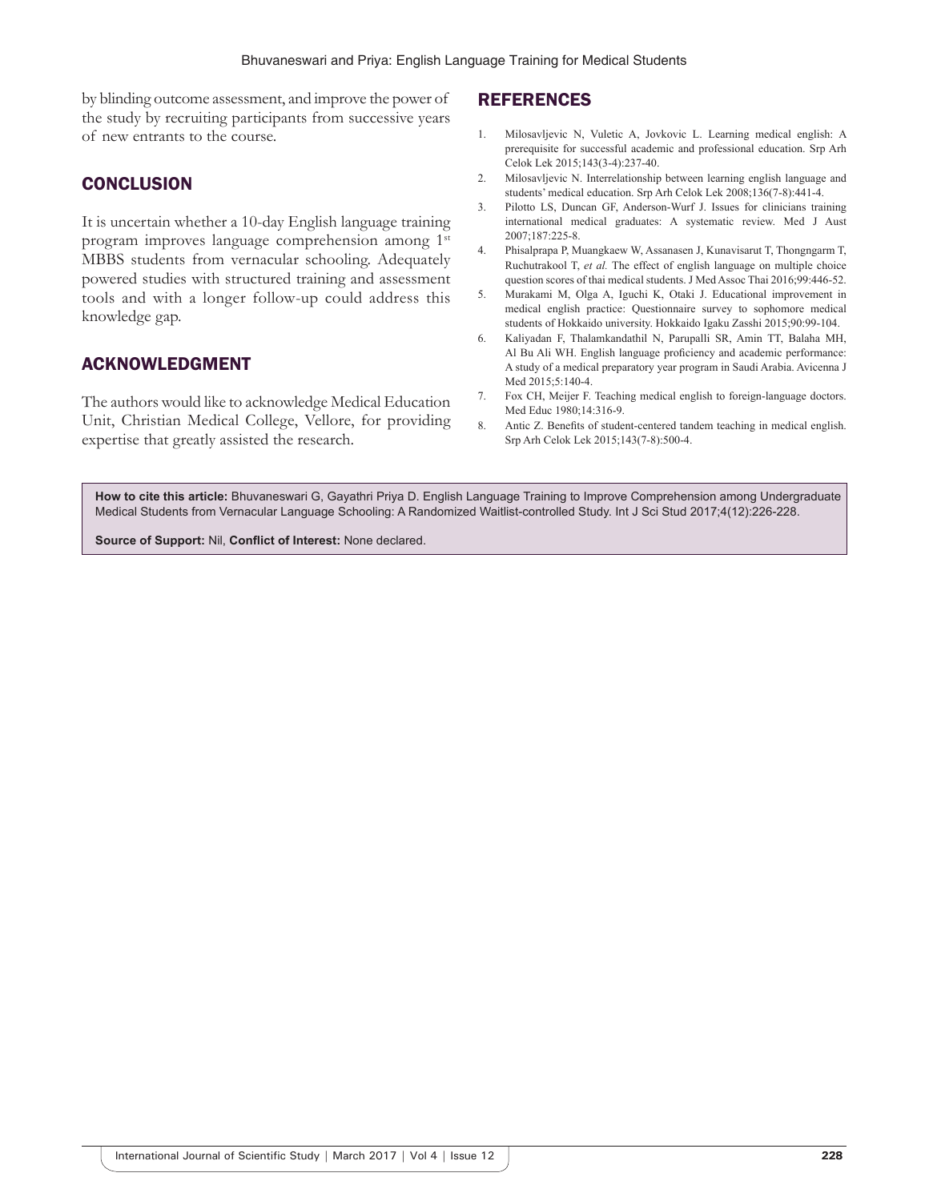by blinding outcome assessment, and improve the power of the study by recruiting participants from successive years of new entrants to the course.

## CONCLUSION

It is uncertain whether a 10-day English language training program improves language comprehension among 1st MBBS students from vernacular schooling. Adequately powered studies with structured training and assessment tools and with a longer follow-up could address this knowledge gap.

## ACKNOWLEDGMENT

The authors would like to acknowledge Medical Education Unit, Christian Medical College, Vellore, for providing expertise that greatly assisted the research.

## REFERENCES

1. Milosavljevic N, Vuletic A, Jovkovic L. Learning medical english: A prerequisite for successful academic and professional education. Srp Arh Celok Lek 2015;143(3-4):237-40.
2. Milosavljevic N. Interrelationship between learning english language and students' medical education. Srp Arh Celok Lek 2008;136(7-8):441-4.
3. Pilotto LS, Duncan GF, Anderson-Wurf J. Issues for clinicians training international medical graduates: A systematic review. Med J Aust 2007;187:225-8.
4. Phisalprapa P, Muangkaew W, Assanasen J, Kunavisarut T, Thongngarm T, Ruchutrakool T, *et al.* The effect of english language on multiple choice question scores of thai medical students. J Med Assoc Thai 2016;99:446-52.
5. Murakami M, Olga A, Iguchi K, Otaki J. Educational improvement in medical english practice: Questionnaire survey to sophomore medical students of Hokkaido university. Hokkaido Igaku Zasshi 2015;90:99-104.
6. Kaliyadan F, Thalamkandathil N, Parupalli SR, Amin TT, Balaha MH, Al Bu Ali WH. English language proficiency and academic performance: A study of a medical preparatory year program in Saudi Arabia. Avicenna J Med 2015;5:140-4.
7. Fox CH, Meijer F. Teaching medical english to foreign-language doctors. Med Educ 1980;14:316-9.
8. Antic Z. Benefits of student-centered tandem teaching in medical english. Srp Arh Celok Lek 2015;143(7-8):500-4.

**How to cite this article:** Bhuvaneswari G, Gayathri Priya D. English Language Training to Improve Comprehension among Undergraduate Medical Students from Vernacular Language Schooling: A Randomized Waitlist-controlled Study. Int J Sci Stud 2017;4(12):226-228.

**Source of Support:** Nil, **Conflict of Interest:** None declared.